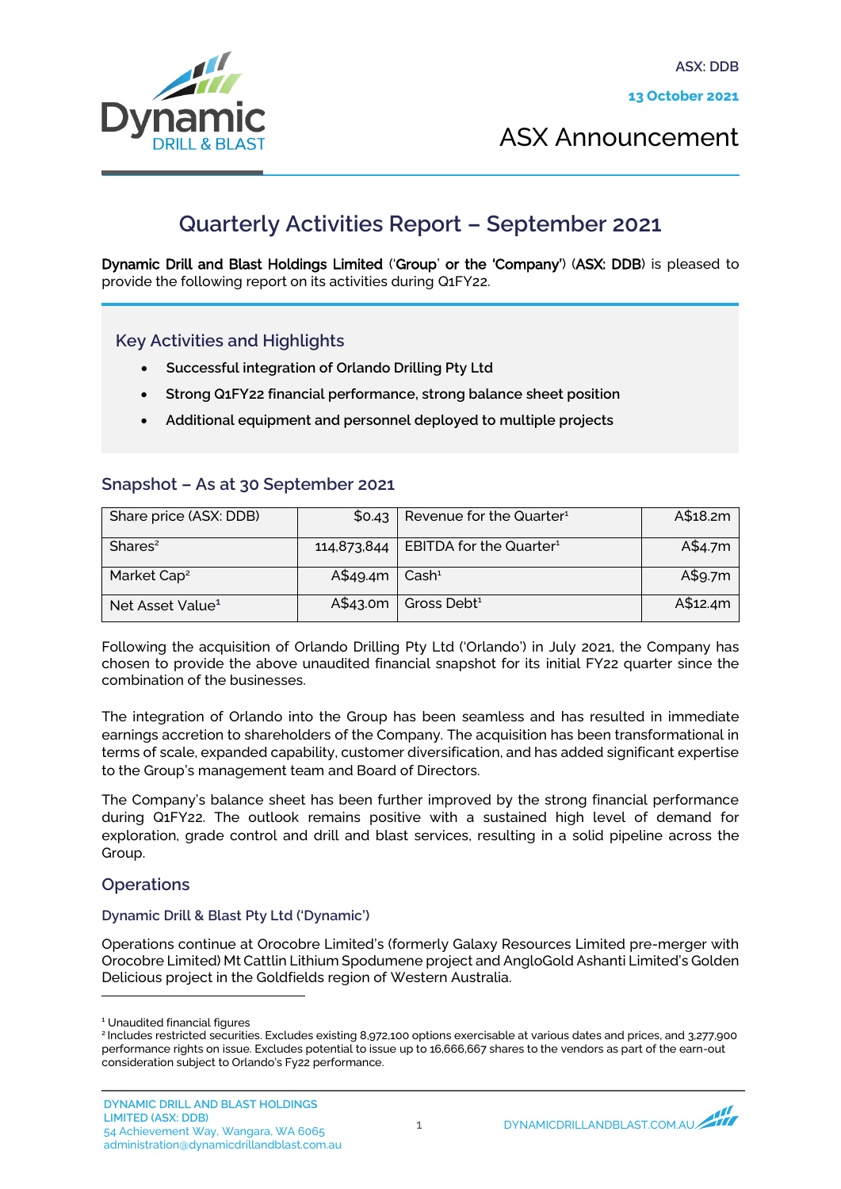ASX: DDB

13 October 2021

ASX Announcement

# Quarterly Activities Report – September 2021

**Dynamic Drill and Blast Holdings Limited** ('**Group**' **or the** '**Company**') (**ASX: DDB**) is pleased to provide the following report on its activities during Q1FY22.

## Key Activities and Highlights

- **Successful integration of Orlando Drilling Pty Ltd**
- **Strong Q1FY22 financial performance, strong balance sheet position**
- **Additional equipment and personnel deployed to multiple projects**

## Snapshot – As at 30 September 2021

| Share price (ASX: DDB) | $0.43 | Revenue for the Quarter[1] | A$18.2m |
|---|---|---|---|
| Shares[2] | 114,873,844 | EBITDA for the Quarter[1] | A$4.7m |
| Market Cap[2] | A$49.4m | Cash[1] | A$9.7m |
| Net Asset Value[1] | A$43.0m | Gross Debt[1] | A$12.4m |

Following the acquisition of Orlando Drilling Pty Ltd ('Orlando') in July 2021, the Company has chosen to provide the above unaudited financial snapshot for its initial FY22 quarter since the combination of the businesses.

The integration of Orlando into the Group has been seamless and has resulted in immediate earnings accretion to shareholders of the Company. The acquisition has been transformational in terms of scale, expanded capability, customer diversification, and has added significant expertise to the Group's management team and Board of Directors.

The Company's balance sheet has been further improved by the strong financial performance during Q1FY22. The outlook remains positive with a sustained high level of demand for exploration, grade control and drill and blast services, resulting in a solid pipeline across the Group.

## Operations

### Dynamic Drill & Blast Pty Ltd ('Dynamic')

Operations continue at Orocobre Limited's (formerly Galaxy Resources Limited pre-merger with Orocobre Limited) Mt Cattlin Lithium Spodumene project and AngloGold Ashanti Limited's Golden Delicious project in the Goldfields region of Western Australia.

---

[1] Unaudited financial figures

[2] Includes restricted securities. Excludes existing 8,972,100 options exercisable at various dates and prices, and 3,277,900 performance rights on issue. Excludes potential to issue up to 16,666,667 shares to the vendors as part of the earn-out consideration subject to Orlando's Fy22 performance.

DYNAMIC DRILL AND BLAST HOLDINGS LIMITED (ASX: DDB)
54 Achievement Way, Wangara, WA 6065
administration@dynamicdrillandblast.com.au

DYNAMICDRILLANDBLAST.COM.AU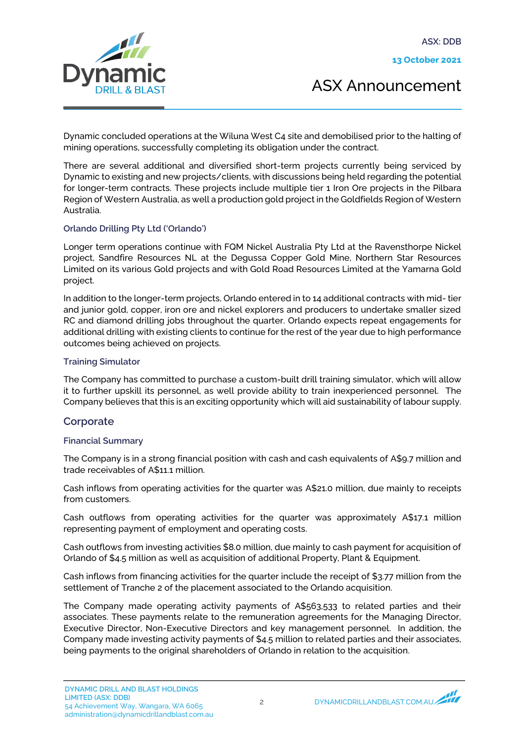Dynamic concluded operations at the Wiluna West C4 site and demobilised prior to the halting of mining operations, successfully completing its obligation under the contract.

There are several additional and diversified short-term projects currently being serviced by Dynamic to existing and new projects/clients, with discussions being held regarding the potential for longer-term contracts. These projects include multiple tier 1 Iron Ore projects in the Pilbara Region of Western Australia, as well a production gold project in the Goldfields Region of Western Australia.

### Orlando Drilling Pty Ltd ('Orlando')

Longer term operations continue with FQM Nickel Australia Pty Ltd at the Ravensthorpe Nickel project, Sandfire Resources NL at the Degussa Copper Gold Mine, Northern Star Resources Limited on its various Gold projects and with Gold Road Resources Limited at the Yamarna Gold project.

In addition to the longer-term projects, Orlando entered in to 14 additional contracts with mid- tier and junior gold, copper, iron ore and nickel explorers and producers to undertake smaller sized RC and diamond drilling jobs throughout the quarter. Orlando expects repeat engagements for additional drilling with existing clients to continue for the rest of the year due to high performance outcomes being achieved on projects.

### Training Simulator

The Company has committed to purchase a custom-built drill training simulator, which will allow it to further upskill its personnel, as well provide ability to train inexperienced personnel. The Company believes that this is an exciting opportunity which will aid sustainability of labour supply.

## Corporate

### Financial Summary

The Company is in a strong financial position with cash and cash equivalents of A$9.7 million and trade receivables of A$11.1 million.

Cash inflows from operating activities for the quarter was A$21.0 million, due mainly to receipts from customers.

Cash outflows from operating activities for the quarter was approximately A$17.1 million representing payment of employment and operating costs.

Cash outflows from investing activities $8.0 million, due mainly to cash payment for acquisition of Orlando of $4.5 million as well as acquisition of additional Property, Plant & Equipment.

Cash inflows from financing activities for the quarter include the receipt of $3.77 million from the settlement of Tranche 2 of the placement associated to the Orlando acquisition.

The Company made operating activity payments of A$563,533 to related parties and their associates. These payments relate to the remuneration agreements for the Managing Director, Executive Director, Non-Executive Directors and key management personnel. In addition, the Company made investing activity payments of $4.5 million to related parties and their associates, being payments to the original shareholders of Orlando in relation to the acquisition.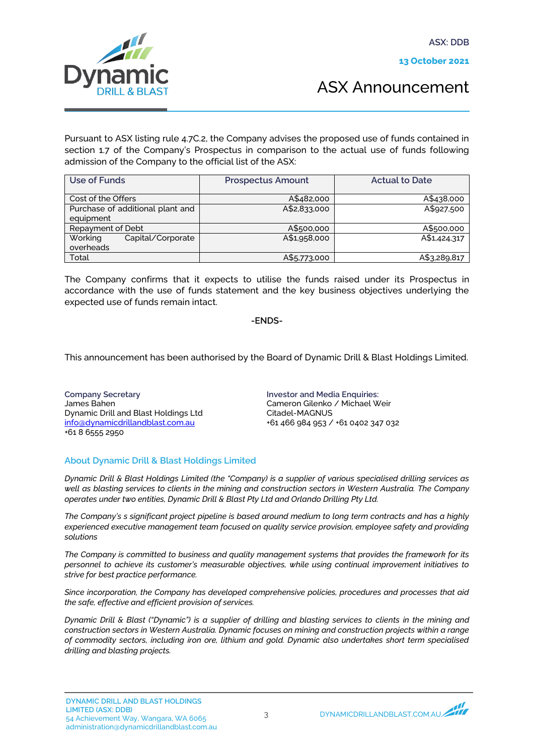ASX: DDB

**13 October 2021**

# ASX Announcement

Pursuant to ASX listing rule 4.7C.2, the Company advises the proposed use of funds contained in section 1.7 of the Company's Prospectus in comparison to the actual use of funds following admission of the Company to the official list of the ASX:

| Use of Funds | Prospectus Amount | Actual to Date |
|---|---|---|
| Cost of the Offers | A$482,000 | A$438,000 |
| Purchase of additional plant and equipment | A$2,833,000 | A$927,500 |
| Repayment of Debt | A$500,000 | A$500,000 |
| Working Capital/Corporate overheads | A$1,958,000 | A$1,424,317 |
| Total | A$5,773,000 | A$3,289,817 |

The Company confirms that it expects to utilise the funds raised under its Prospectus in accordance with the use of funds statement and the key business objectives underlying the expected use of funds remain intact.

**-ENDS-**

This announcement has been authorised by the Board of Dynamic Drill & Blast Holdings Limited.

**Company Secretary**
James Bahen
Dynamic Drill and Blast Holdings Ltd
info@dynamicdrillandblast.com.au
+61 8 6555 2950

**Investor and Media Enquiries:**
Cameron Gilenko / Michael Weir
Citadel-MAGNUS
+61 466 984 953 / +61 0402 347 032

## About Dynamic Drill & Blast Holdings Limited

*Dynamic Drill & Blast Holdings Limited (the "Company) is a supplier of various specialised drilling services as well as blasting services to clients in the mining and construction sectors in Western Australia. The Company operates under two entities, Dynamic Drill & Blast Pty Ltd and Orlando Drilling Pty Ltd.*

*The Company's s significant project pipeline is based around medium to long term contracts and has a highly experienced executive management team focused on quality service provision, employee safety and providing solutions*

*The Company is committed to business and quality management systems that provides the framework for its personnel to achieve its customer's measurable objectives, while using continual improvement initiatives to strive for best practice performance.*

*Since incorporation, the Company has developed comprehensive policies, procedures and processes that aid the safe, effective and efficient provision of services.*

*Dynamic Drill & Blast ("Dynamic") is a supplier of drilling and blasting services to clients in the mining and construction sectors in Western Australia. Dynamic focuses on mining and construction projects within a range of commodity sectors, including iron ore, lithium and gold. Dynamic also undertakes short term specialised drilling and blasting projects.*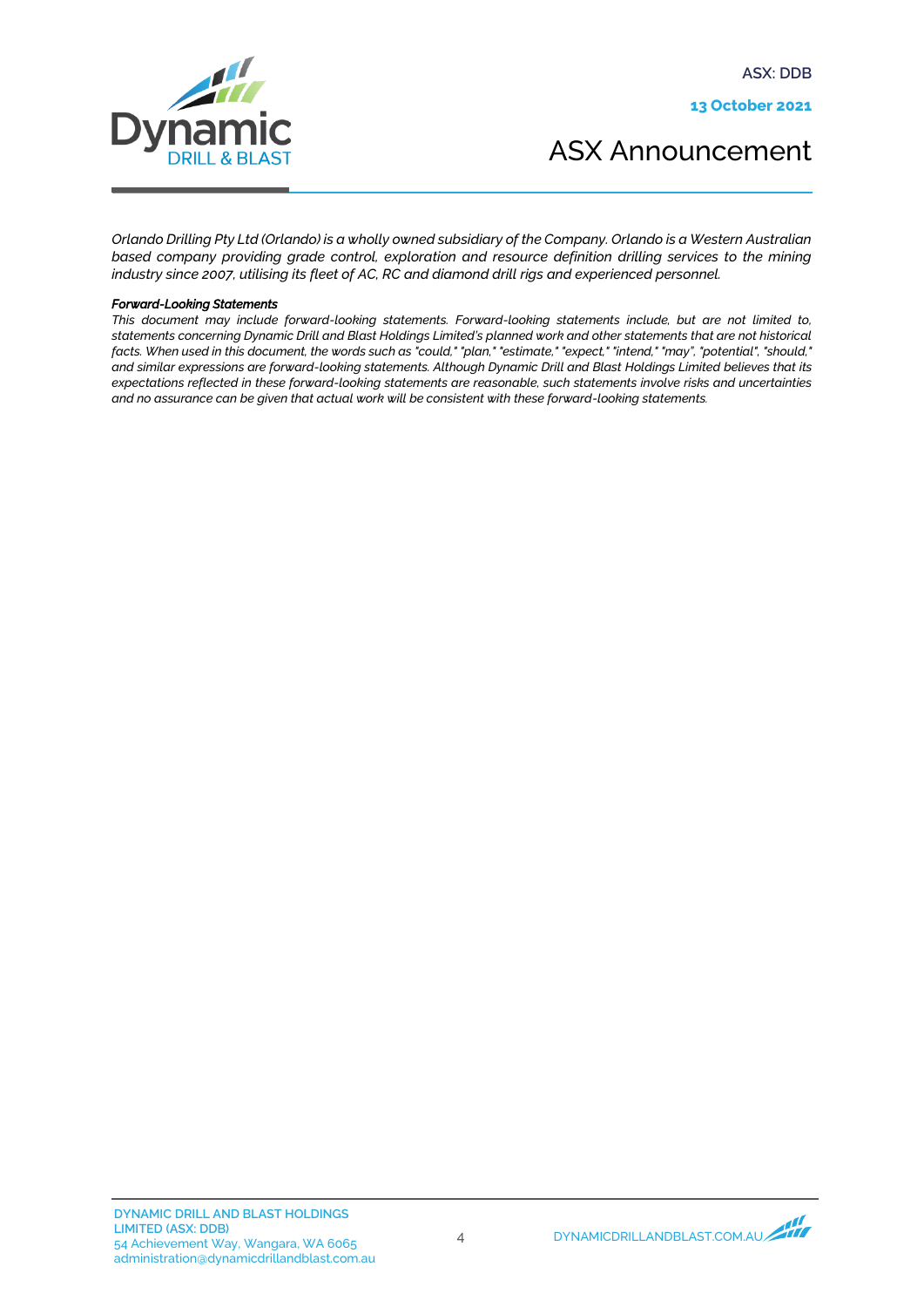*Orlando Drilling Pty Ltd (Orlando) is a wholly owned subsidiary of the Company. Orlando is a Western Australian based company providing grade control, exploration and resource definition drilling services to the mining industry since 2007, utilising its fleet of AC, RC and diamond drill rigs and experienced personnel.*

***Forward-Looking Statements***

*This document may include forward-looking statements. Forward-looking statements include, but are not limited to, statements concerning Dynamic Drill and Blast Holdings Limited's planned work and other statements that are not historical facts. When used in this document, the words such as "could," "plan," "estimate," "expect," "intend," "may", "potential", "should," and similar expressions are forward-looking statements. Although Dynamic Drill and Blast Holdings Limited believes that its expectations reflected in these forward-looking statements are reasonable, such statements involve risks and uncertainties and no assurance can be given that actual work will be consistent with these forward-looking statements.*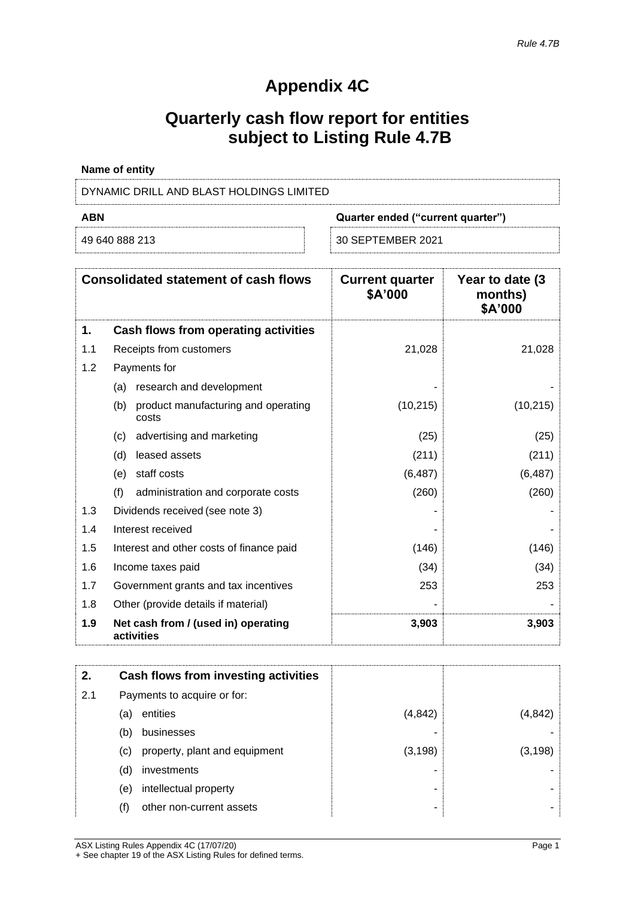*Rule 4.7B*

# Appendix 4C

## Quarterly cash flow report for entities subject to Listing Rule 4.7B

**Name of entity**

DYNAMIC DRILL AND BLAST HOLDINGS LIMITED

| ABN | Quarter ended ("current quarter") |
|---|---|
| 49 640 888 213 | 30 SEPTEMBER 2021 |

| | Consolidated statement of cash flows | Current quarter $A'000 | Year to date (3 months) $A'000 |
|---|---|---|---|
| **1.** | **Cash flows from operating activities** | | |
| 1.1 | Receipts from customers | 21,028 | 21,028 |
| 1.2 | Payments for | | |
| | (a) research and development | - | - |
| | (b) product manufacturing and operating costs | (10,215) | (10,215) |
| | (c) advertising and marketing | (25) | (25) |
| | (d) leased assets | (211) | (211) |
| | (e) staff costs | (6,487) | (6,487) |
| | (f) administration and corporate costs | (260) | (260) |
| 1.3 | Dividends received (see note 3) | - | - |
| 1.4 | Interest received | - | - |
| 1.5 | Interest and other costs of finance paid | (146) | (146) |
| 1.6 | Income taxes paid | (34) | (34) |
| 1.7 | Government grants and tax incentives | 253 | 253 |
| 1.8 | Other (provide details if material) | - | - |
| **1.9** | **Net cash from / (used in) operating activities** | **3,903** | **3,903** |

| | | | |
|---|---|---|---|
| **2.** | **Cash flows from investing activities** | | |
| 2.1 | Payments to acquire or for: | | |
| | (a) entities | (4,842) | (4,842) |
| | (b) businesses | - | - |
| | (c) property, plant and equipment | (3,198) | (3,198) |
| | (d) investments | - | - |
| | (e) intellectual property | - | - |
| | (f) other non-current assets | - | - |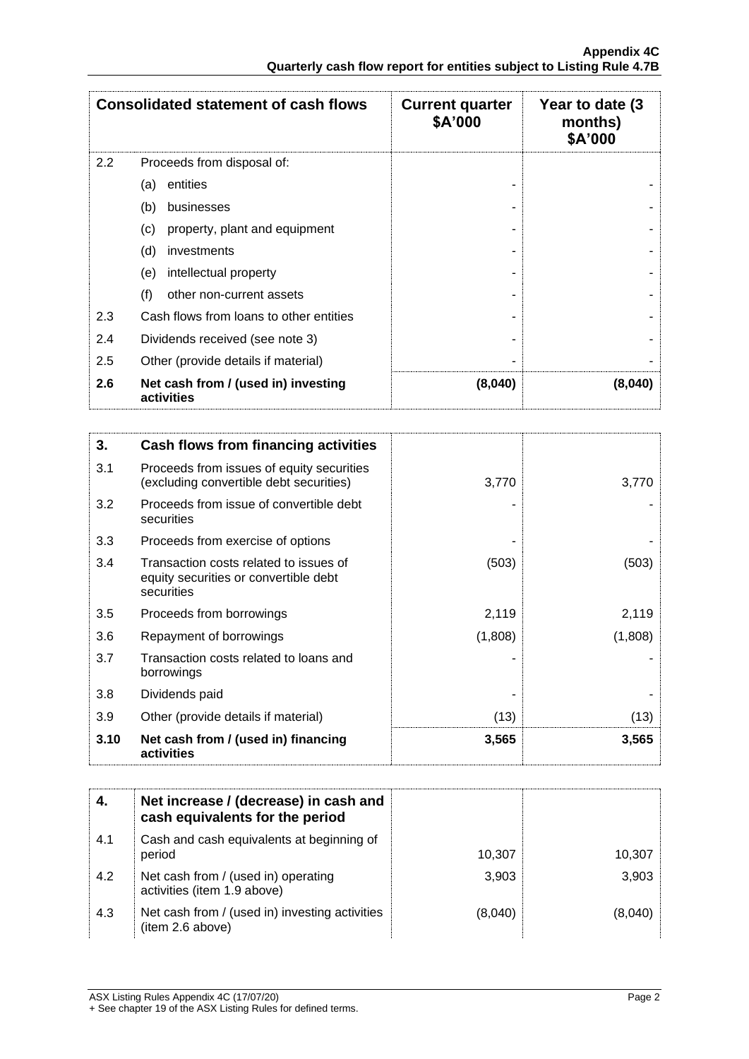| Consolidated statement of cash flows | | Current quarter $A'000 | Year to date (3 months) $A'000 |
|---|---|---|---|
| 2.2 | Proceeds from disposal of: | | |
| | (a) entities | - | - |
| | (b) businesses | - | - |
| | (c) property, plant and equipment | - | - |
| | (d) investments | - | - |
| | (e) intellectual property | - | - |
| | (f) other non-current assets | - | - |
| 2.3 | Cash flows from loans to other entities | - | - |
| 2.4 | Dividends received (see note 3) | - | - |
| 2.5 | Other (provide details if material) | - | - |
| **2.6** | **Net cash from / (used in) investing activities** | **(8,040)** | **(8,040)** |

| **3.** | **Cash flows from financing activities** | | |
|---|---|---|---|
| 3.1 | Proceeds from issues of equity securities (excluding convertible debt securities) | 3,770 | 3,770 |
| 3.2 | Proceeds from issue of convertible debt securities | - | - |
| 3.3 | Proceeds from exercise of options | - | - |
| 3.4 | Transaction costs related to issues of equity securities or convertible debt securities | (503) | (503) |
| 3.5 | Proceeds from borrowings | 2,119 | 2,119 |
| 3.6 | Repayment of borrowings | (1,808) | (1,808) |
| 3.7 | Transaction costs related to loans and borrowings | - | - |
| 3.8 | Dividends paid | - | - |
| 3.9 | Other (provide details if material) | (13) | (13) |
| **3.10** | **Net cash from / (used in) financing activities** | **3,565** | **3,565** |

| **4.** | **Net increase / (decrease) in cash and cash equivalents for the period** | | |
|---|---|---|---|
| 4.1 | Cash and cash equivalents at beginning of period | 10,307 | 10,307 |
| 4.2 | Net cash from / (used in) operating activities (item 1.9 above) | 3,903 | 3,903 |
| 4.3 | Net cash from / (used in) investing activities (item 2.6 above) | (8,040) | (8,040) |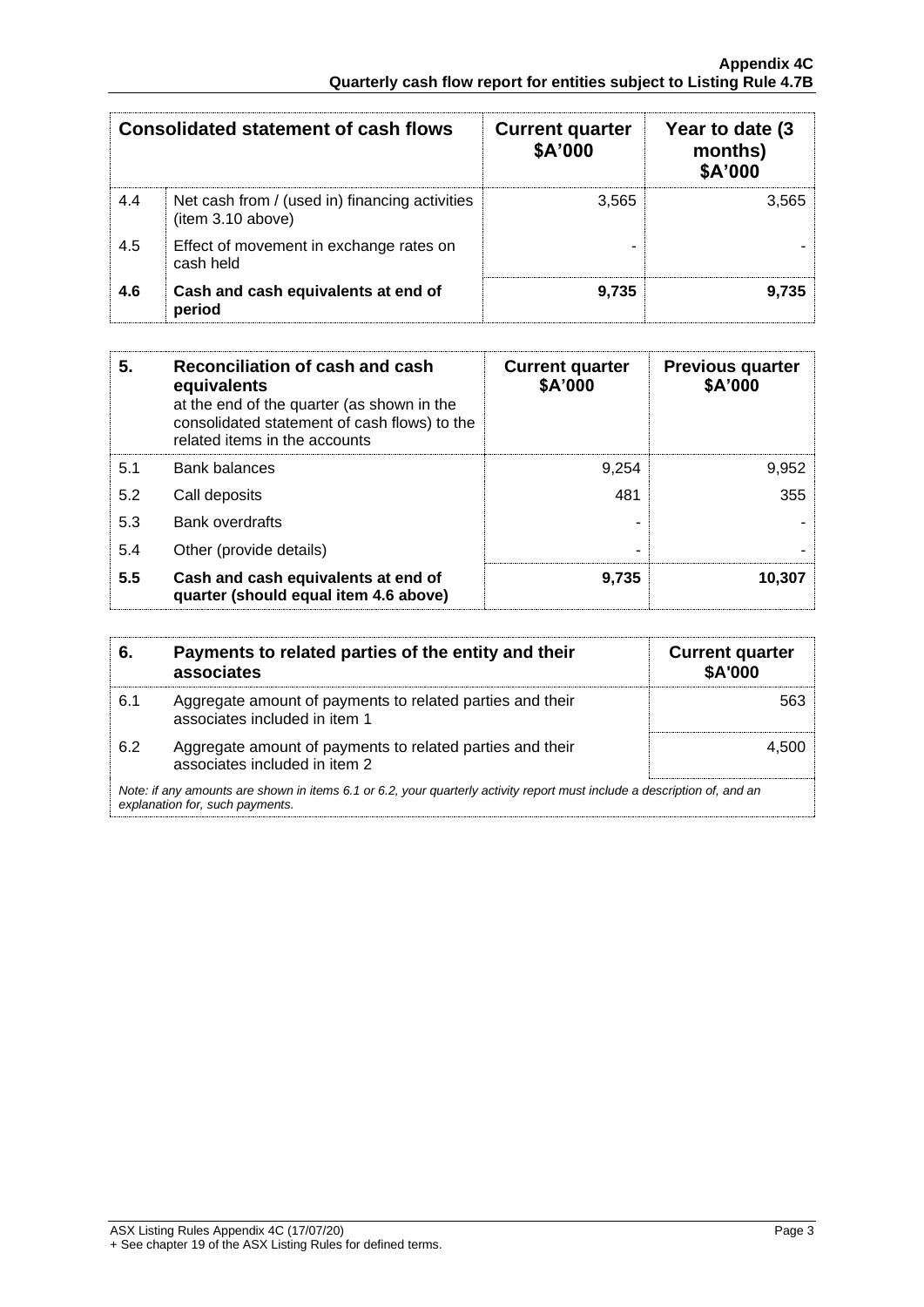| Consolidated statement of cash flows | | Current quarter $A'000 | Year to date (3 months) $A'000 |
|---|---|---|---|
| 4.4 | Net cash from / (used in) financing activities (item 3.10 above) | 3,565 | 3,565 |
| 4.5 | Effect of movement in exchange rates on cash held | - | - |
| **4.6** | **Cash and cash equivalents at end of period** | **9,735** | **9,735** |

| **5.** | **Reconciliation of cash and cash equivalents** at the end of the quarter (as shown in the consolidated statement of cash flows) to the related items in the accounts | **Current quarter $A'000** | **Previous quarter $A'000** |
|---|---|---|---|
| 5.1 | Bank balances | 9,254 | 9,952 |
| 5.2 | Call deposits | 481 | 355 |
| 5.3 | Bank overdrafts | - | - |
| 5.4 | Other (provide details) | - | - |
| **5.5** | **Cash and cash equivalents at end of quarter (should equal item 4.6 above)** | **9,735** | **10,307** |

| **6.** | **Payments to related parties of the entity and their associates** | **Current quarter $A'000** |
|---|---|---|
| 6.1 | Aggregate amount of payments to related parties and their associates included in item 1 | 563 |
| 6.2 | Aggregate amount of payments to related parties and their associates included in item 2 | 4,500 |

*Note: if any amounts are shown in items 6.1 or 6.2, your quarterly activity report must include a description of, and an explanation for, such payments.*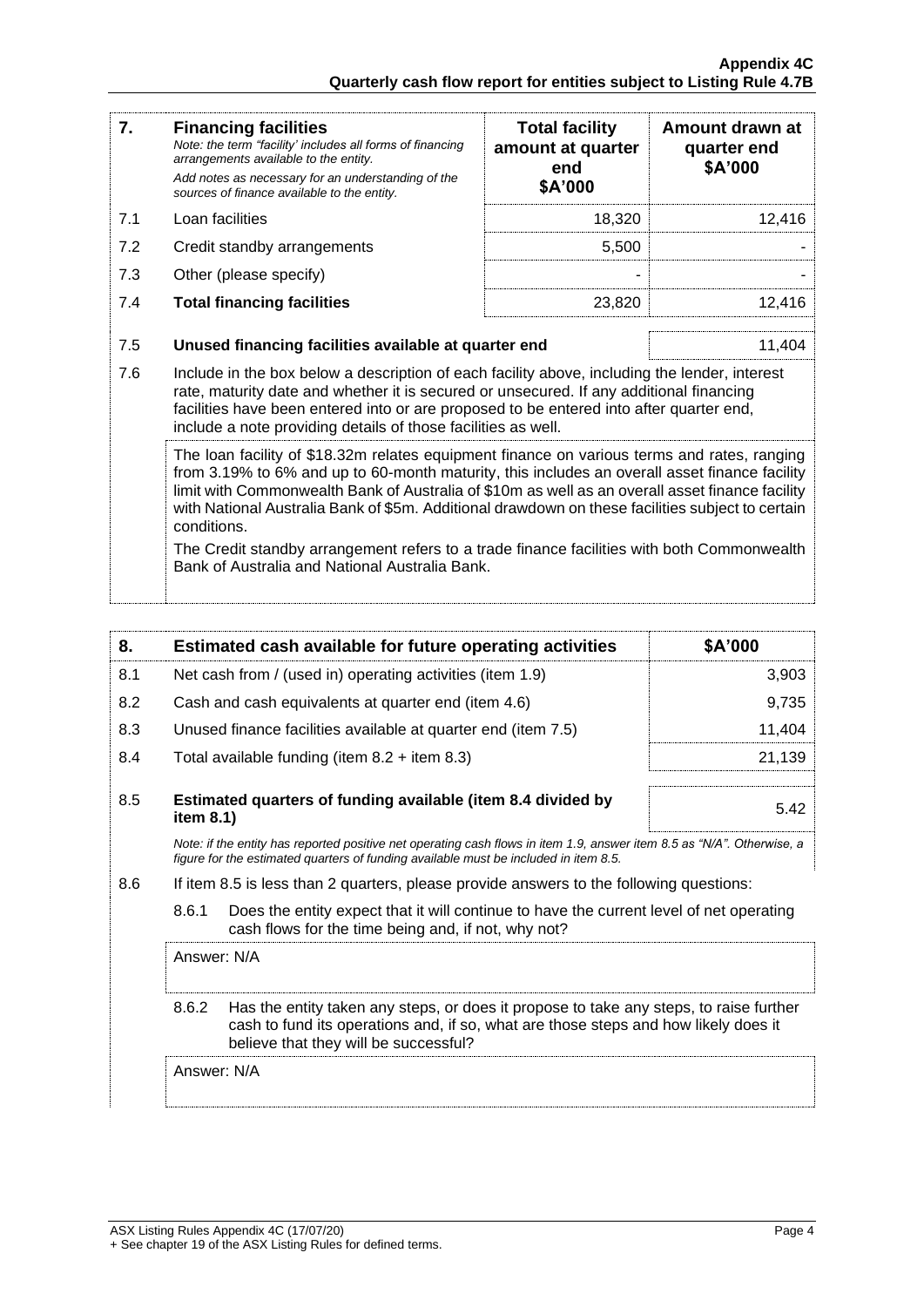| 7. | **Financing facilities** *Note: the term "facility' includes all forms of financing arrangements available to the entity.* *Add notes as necessary for an understanding of the sources of finance available to the entity.* | **Total facility amount at quarter end $A'000** | **Amount drawn at quarter end $A'000** |
|---|---|---|---|
| 7.1 | Loan facilities | 18,320 | 12,416 |
| 7.2 | Credit standby arrangements | 5,500 | - |
| 7.3 | Other (please specify) | - | - |
| 7.4 | **Total financing facilities** | 23,820 | 12,416 |

| | | |
|---|---|---|
| 7.5 | **Unused financing facilities available at quarter end** | 11,404 |

7.6 Include in the box below a description of each facility above, including the lender, interest rate, maturity date and whether it is secured or unsecured. If any additional financing facilities have been entered into or are proposed to be entered into after quarter end, include a note providing details of those facilities as well.

The loan facility of $18.32m relates equipment finance on various terms and rates, ranging from 3.19% to 6% and up to 60-month maturity, this includes an overall asset finance facility limit with Commonwealth Bank of Australia of $10m as well as an overall asset finance facility with National Australia Bank of $5m. Additional drawdown on these facilities subject to certain conditions.

The Credit standby arrangement refers to a trade finance facilities with both Commonwealth Bank of Australia and National Australia Bank.

| 8. | **Estimated cash available for future operating activities** | **$A'000** |
|---|---|---|
| 8.1 | Net cash from / (used in) operating activities (item 1.9) | 3,903 |
| 8.2 | Cash and cash equivalents at quarter end (item 4.6) | 9,735 |
| 8.3 | Unused finance facilities available at quarter end (item 7.5) | 11,404 |
| 8.4 | Total available funding (item 8.2 + item 8.3) | 21,139 |
| 8.5 | **Estimated quarters of funding available (item 8.4 divided by item 8.1)** | 5.42 |

*Note: if the entity has reported positive net operating cash flows in item 1.9, answer item 8.5 as "N/A". Otherwise, a figure for the estimated quarters of funding available must be included in item 8.5.*

8.6 If item 8.5 is less than 2 quarters, please provide answers to the following questions:

8.6.1 Does the entity expect that it will continue to have the current level of net operating cash flows for the time being and, if not, why not?

Answer: N/A

8.6.2 Has the entity taken any steps, or does it propose to take any steps, to raise further cash to fund its operations and, if so, what are those steps and how likely does it believe that they will be successful?

Answer: N/A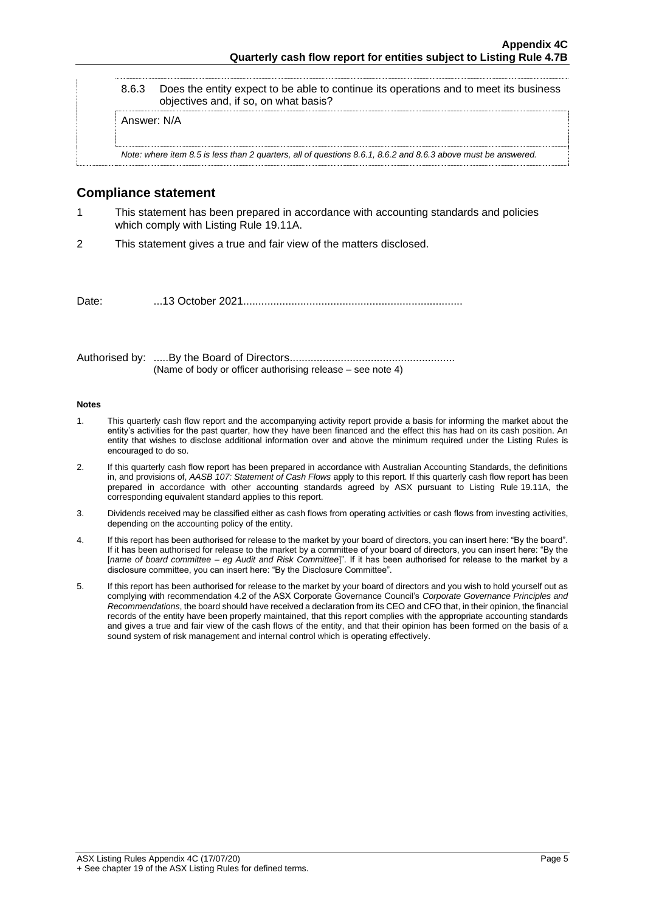8.6.3 Does the entity expect to be able to continue its operations and to meet its business objectives and, if so, on what basis?

Answer: N/A

*Note: where item 8.5 is less than 2 quarters, all of questions 8.6.1, 8.6.2 and 8.6.3 above must be answered.*

## Compliance statement

1. This statement has been prepared in accordance with accounting standards and policies which comply with Listing Rule 19.11A.
2. This statement gives a true and fair view of the matters disclosed.

Date: ...13 October 2021........................................................................

Authorised by: .....By the Board of Directors......................................................
(Name of body or officer authorising release – see note 4)

**Notes**

1. This quarterly cash flow report and the accompanying activity report provide a basis for informing the market about the entity's activities for the past quarter, how they have been financed and the effect this has had on its cash position. An entity that wishes to disclose additional information over and above the minimum required under the Listing Rules is encouraged to do so.
2. If this quarterly cash flow report has been prepared in accordance with Australian Accounting Standards, the definitions in, and provisions of, *AASB 107: Statement of Cash Flows* apply to this report. If this quarterly cash flow report has been prepared in accordance with other accounting standards agreed by ASX pursuant to Listing Rule 19.11A, the corresponding equivalent standard applies to this report.
3. Dividends received may be classified either as cash flows from operating activities or cash flows from investing activities, depending on the accounting policy of the entity.
4. If this report has been authorised for release to the market by your board of directors, you can insert here: "By the board". If it has been authorised for release to the market by a committee of your board of directors, you can insert here: "By the [*name of board committee – eg Audit and Risk Committee*]". If it has been authorised for release to the market by a disclosure committee, you can insert here: "By the Disclosure Committee".
5. If this report has been authorised for release to the market by your board of directors and you wish to hold yourself out as complying with recommendation 4.2 of the ASX Corporate Governance Council's *Corporate Governance Principles and Recommendations*, the board should have received a declaration from its CEO and CFO that, in their opinion, the financial records of the entity have been properly maintained, that this report complies with the appropriate accounting standards and gives a true and fair view of the cash flows of the entity, and that their opinion has been formed on the basis of a sound system of risk management and internal control which is operating effectively.